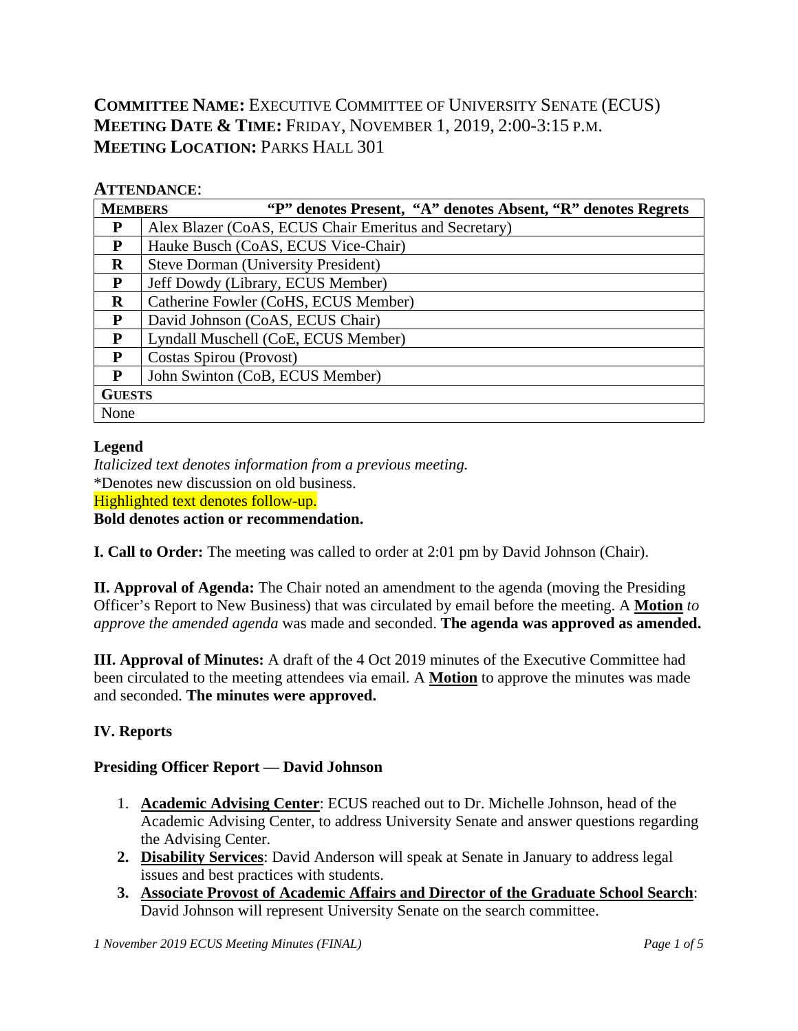**COMMITTEE NAME:** EXECUTIVE COMMITTEE OF UNIVERSITY SENATE (ECUS)
**MEETING DATE & TIME:** FRIDAY, NOVEMBER 1, 2019, 2:00-3:15 P.M.
**MEETING LOCATION:** PARKS HALL 301

## ATTENDANCE:

| **MEMBERS** | **"P" denotes Present, "A" denotes Absent, "R" denotes Regrets** |
|---|---|
| **P** | Alex Blazer (CoAS, ECUS Chair Emeritus and Secretary) |
| **P** | Hauke Busch (CoAS, ECUS Vice-Chair) |
| **R** | Steve Dorman (University President) |
| **P** | Jeff Dowdy (Library, ECUS Member) |
| **R** | Catherine Fowler (CoHS, ECUS Member) |
| **P** | David Johnson (CoAS, ECUS Chair) |
| **P** | Lyndall Muschell (CoE, ECUS Member) |
| **P** | Costas Spirou (Provost) |
| **P** | John Swinton (CoB, ECUS Member) |
| **GUESTS** | |
| None | |

**Legend**
*Italicized text denotes information from a previous meeting.*
*Denotes new discussion on old business.
Highlighted text denotes follow-up.
**Bold denotes action or recommendation.**

**I. Call to Order:** The meeting was called to order at 2:01 pm by David Johnson (Chair).

**II. Approval of Agenda:** The Chair noted an amendment to the agenda (moving the Presiding Officer's Report to New Business) that was circulated by email before the meeting. A **Motion** *to approve the amended agenda* was made and seconded. **The agenda was approved as amended.**

**III. Approval of Minutes:** A draft of the 4 Oct 2019 minutes of the Executive Committee had been circulated to the meeting attendees via email. A **Motion** to approve the minutes was made and seconded. **The minutes were approved.**

**IV. Reports**

**Presiding Officer Report — David Johnson**

1. **Academic Advising Center**: ECUS reached out to Dr. Michelle Johnson, head of the Academic Advising Center, to address University Senate and answer questions regarding the Advising Center.
2. **Disability Services**: David Anderson will speak at Senate in January to address legal issues and best practices with students.
3. **Associate Provost of Academic Affairs and Director of the Graduate School Search**: David Johnson will represent University Senate on the search committee.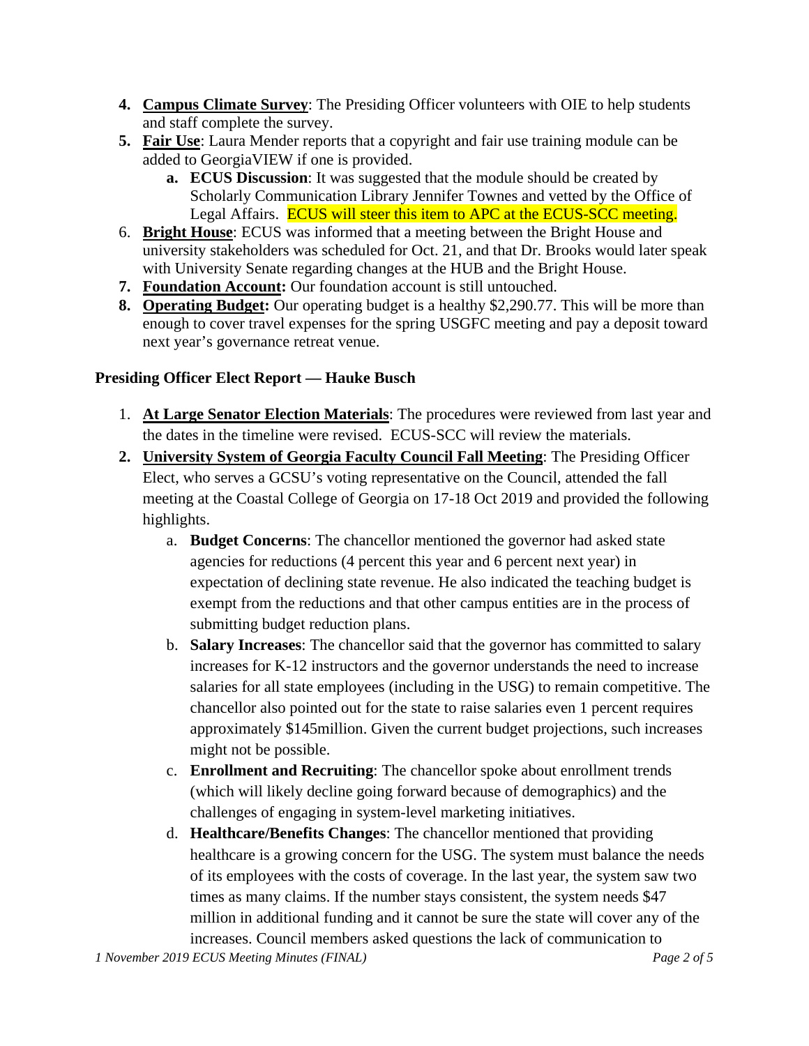4. **Campus Climate Survey**: The Presiding Officer volunteers with OIE to help students and staff complete the survey.
5. **Fair Use**: Laura Mender reports that a copyright and fair use training module can be added to GeorgiaVIEW if one is provided.
    a. **ECUS Discussion**: It was suggested that the module should be created by Scholarly Communication Library Jennifer Townes and vetted by the Office of Legal Affairs. ECUS will steer this item to APC at the ECUS-SCC meeting.
6. **Bright House**: ECUS was informed that a meeting between the Bright House and university stakeholders was scheduled for Oct. 21, and that Dr. Brooks would later speak with University Senate regarding changes at the HUB and the Bright House.
7. **Foundation Account:** Our foundation account is still untouched.
8. **Operating Budget:** Our operating budget is a healthy $2,290.77. This will be more than enough to cover travel expenses for the spring USGFC meeting and pay a deposit toward next year's governance retreat venue.

**Presiding Officer Elect Report — Hauke Busch**

1. **At Large Senator Election Materials**: The procedures were reviewed from last year and the dates in the timeline were revised. ECUS-SCC will review the materials.
2. **University System of Georgia Faculty Council Fall Meeting**: The Presiding Officer Elect, who serves a GCSU's voting representative on the Council, attended the fall meeting at the Coastal College of Georgia on 17-18 Oct 2019 and provided the following highlights.
    a. **Budget Concerns**: The chancellor mentioned the governor had asked state agencies for reductions (4 percent this year and 6 percent next year) in expectation of declining state revenue. He also indicated the teaching budget is exempt from the reductions and that other campus entities are in the process of submitting budget reduction plans.
    b. **Salary Increases**: The chancellor said that the governor has committed to salary increases for K-12 instructors and the governor understands the need to increase salaries for all state employees (including in the USG) to remain competitive. The chancellor also pointed out for the state to raise salaries even 1 percent requires approximately $145million. Given the current budget projections, such increases might not be possible.
    c. **Enrollment and Recruiting**: The chancellor spoke about enrollment trends (which will likely decline going forward because of demographics) and the challenges of engaging in system-level marketing initiatives.
    d. **Healthcare/Benefits Changes**: The chancellor mentioned that providing healthcare is a growing concern for the USG. The system must balance the needs of its employees with the costs of coverage. In the last year, the system saw two times as many claims. If the number stays consistent, the system needs $47 million in additional funding and it cannot be sure the state will cover any of the increases. Council members asked questions the lack of communication to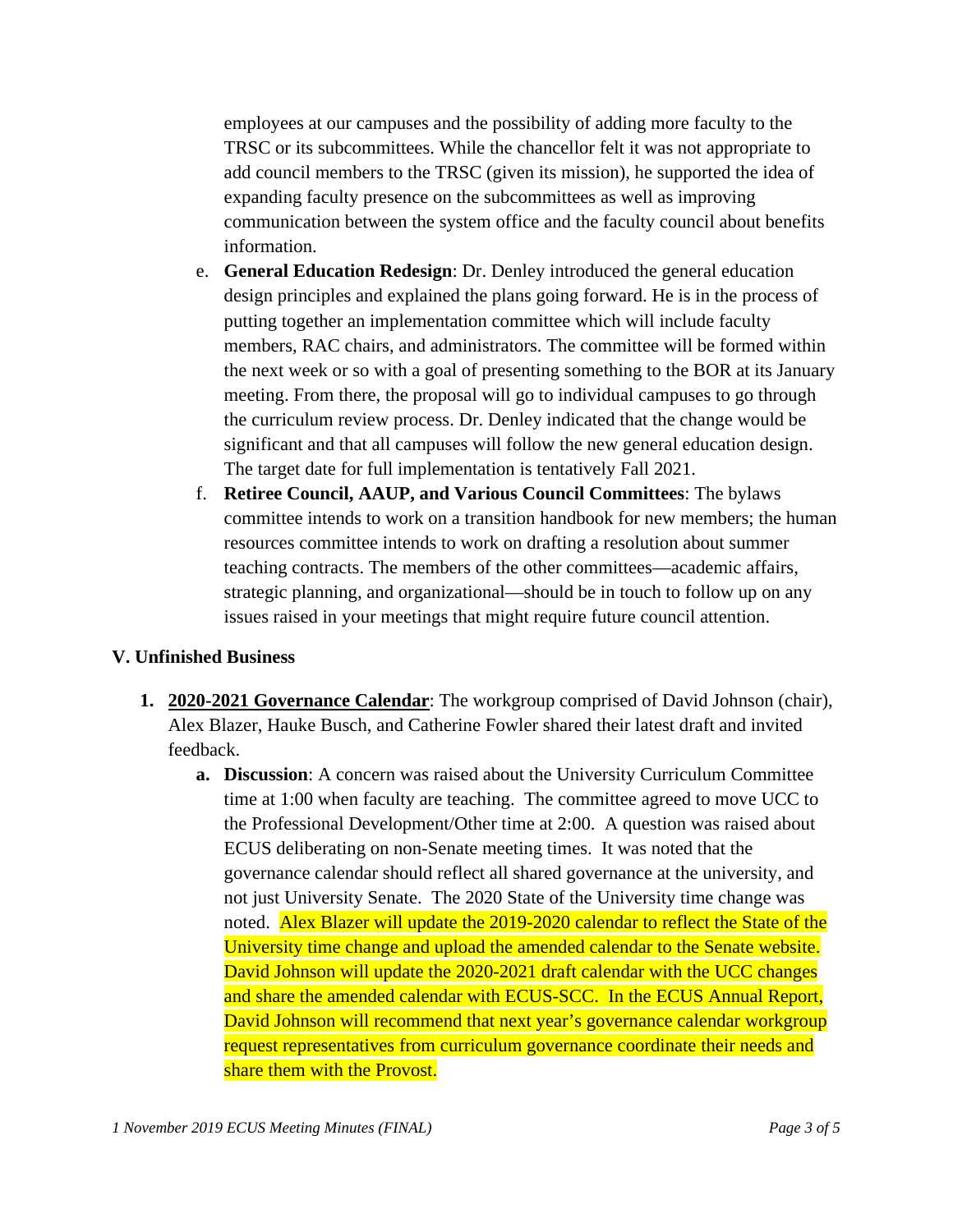employees at our campuses and the possibility of adding more faculty to the TRSC or its subcommittees. While the chancellor felt it was not appropriate to add council members to the TRSC (given its mission), he supported the idea of expanding faculty presence on the subcommittees as well as improving communication between the system office and the faculty council about benefits information.

e. **General Education Redesign**: Dr. Denley introduced the general education design principles and explained the plans going forward. He is in the process of putting together an implementation committee which will include faculty members, RAC chairs, and administrators. The committee will be formed within the next week or so with a goal of presenting something to the BOR at its January meeting. From there, the proposal will go to individual campuses to go through the curriculum review process. Dr. Denley indicated that the change would be significant and that all campuses will follow the new general education design. The target date for full implementation is tentatively Fall 2021.

f. **Retiree Council, AAUP, and Various Council Committees**: The bylaws committee intends to work on a transition handbook for new members; the human resources committee intends to work on drafting a resolution about summer teaching contracts. The members of the other committees—academic affairs, strategic planning, and organizational—should be in touch to follow up on any issues raised in your meetings that might require future council attention.

## V. Unfinished Business

1. **2020-2021 Governance Calendar**: The workgroup comprised of David Johnson (chair), Alex Blazer, Hauke Busch, and Catherine Fowler shared their latest draft and invited feedback.

   a. **Discussion**: A concern was raised about the University Curriculum Committee time at 1:00 when faculty are teaching. The committee agreed to move UCC to the Professional Development/Other time at 2:00. A question was raised about ECUS deliberating on non-Senate meeting times. It was noted that the governance calendar should reflect all shared governance at the university, and not just University Senate. The 2020 State of the University time change was noted. Alex Blazer will update the 2019-2020 calendar to reflect the State of the University time change and upload the amended calendar to the Senate website. David Johnson will update the 2020-2021 draft calendar with the UCC changes and share the amended calendar with ECUS-SCC. In the ECUS Annual Report, David Johnson will recommend that next year's governance calendar workgroup request representatives from curriculum governance coordinate their needs and share them with the Provost.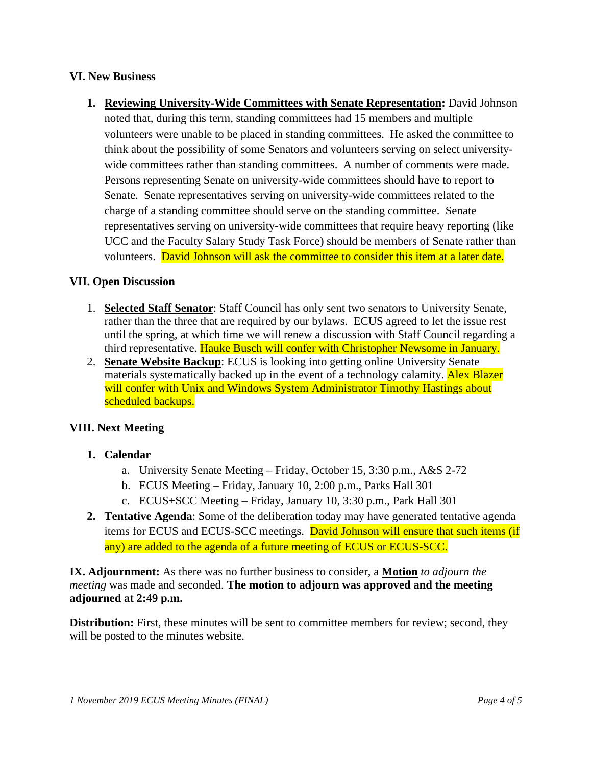### VI. New Business

1. **Reviewing University-Wide Committees with Senate Representation:** David Johnson noted that, during this term, standing committees had 15 members and multiple volunteers were unable to be placed in standing committees. He asked the committee to think about the possibility of some Senators and volunteers serving on select university-wide committees rather than standing committees. A number of comments were made. Persons representing Senate on university-wide committees should have to report to Senate. Senate representatives serving on university-wide committees related to the charge of a standing committee should serve on the standing committee. Senate representatives serving on university-wide committees that require heavy reporting (like UCC and the Faculty Salary Study Task Force) should be members of Senate rather than volunteers. David Johnson will ask the committee to consider this item at a later date.

### VII. Open Discussion

1. **Selected Staff Senator**: Staff Council has only sent two senators to University Senate, rather than the three that are required by our bylaws. ECUS agreed to let the issue rest until the spring, at which time we will renew a discussion with Staff Council regarding a third representative. Hauke Busch will confer with Christopher Newsome in January.
2. **Senate Website Backup**: ECUS is looking into getting online University Senate materials systematically backed up in the event of a technology calamity. Alex Blazer will confer with Unix and Windows System Administrator Timothy Hastings about scheduled backups.

### VIII. Next Meeting

1. **Calendar**
   a. University Senate Meeting – Friday, October 15, 3:30 p.m., A&S 2-72
   b. ECUS Meeting – Friday, January 10, 2:00 p.m., Parks Hall 301
   c. ECUS+SCC Meeting – Friday, January 10, 3:30 p.m., Park Hall 301
2. **Tentative Agenda**: Some of the deliberation today may have generated tentative agenda items for ECUS and ECUS-SCC meetings. David Johnson will ensure that such items (if any) are added to the agenda of a future meeting of ECUS or ECUS-SCC.

**IX. Adjournment:** As there was no further business to consider, a **Motion** *to adjourn the meeting* was made and seconded. **The motion to adjourn was approved and the meeting adjourned at 2:49 p.m.**

**Distribution:** First, these minutes will be sent to committee members for review; second, they will be posted to the minutes website.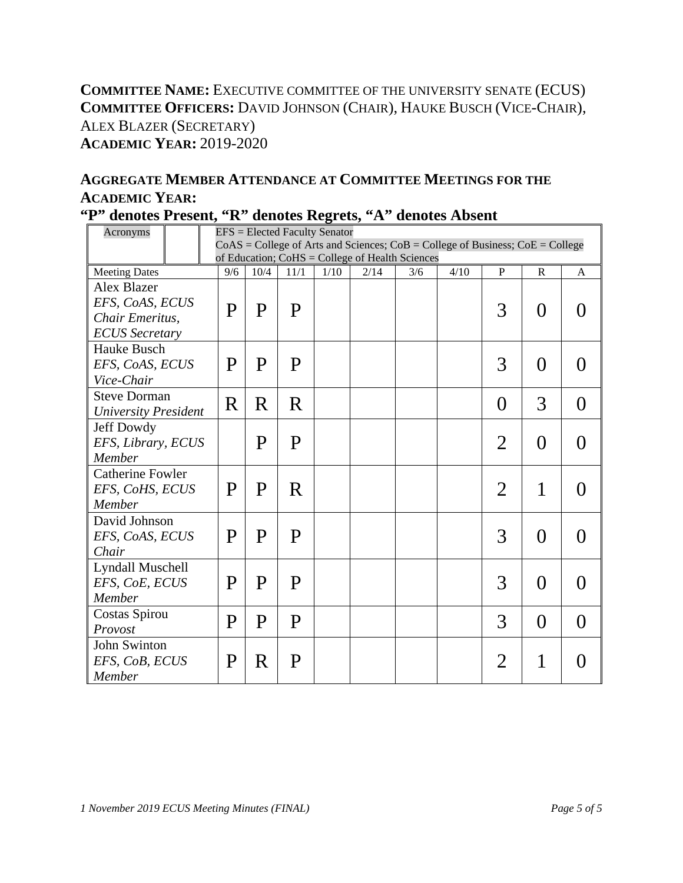**COMMITTEE NAME:** EXECUTIVE COMMITTEE OF THE UNIVERSITY SENATE (ECUS)
**COMMITTEE OFFICERS:** DAVID JOHNSON (CHAIR), HAUKE BUSCH (VICE-CHAIR), ALEX BLAZER (SECRETARY)
**ACADEMIC YEAR:** 2019-2020

## AGGREGATE MEMBER ATTENDANCE AT COMMITTEE MEETINGS FOR THE ACADEMIC YEAR:

**"P" denotes Present, "R" denotes Regrets, "A" denotes Absent**

| Acronyms | EFS = Elected Faculty Senator; CoAS = College of Arts and Sciences; CoB = College of Business; CoE = College of Education; CoHS = College of Health Sciences | | | | | | | | | |
|---|---|---|---|---|---|---|---|---|---|---|
| Meeting Dates | 9/6 | 10/4 | 11/1 | 1/10 | 2/14 | 3/6 | 4/10 | P | R | A |
| Alex Blazer *EFS, CoAS, ECUS Chair Emeritus, ECUS Secretary* | P | P | P | | | | | 3 | 0 | 0 |
| Hauke Busch *EFS, CoAS, ECUS Vice-Chair* | P | P | P | | | | | 3 | 0 | 0 |
| Steve Dorman *University President* | R | R | R | | | | | 0 | 3 | 0 |
| Jeff Dowdy *EFS, Library, ECUS Member* | | P | P | | | | | 2 | 0 | 0 |
| Catherine Fowler *EFS, CoHS, ECUS Member* | P | P | R | | | | | 2 | 1 | 0 |
| David Johnson *EFS, CoAS, ECUS Chair* | P | P | P | | | | | 3 | 0 | 0 |
| Lyndall Muschell *EFS, CoE, ECUS Member* | P | P | P | | | | | 3 | 0 | 0 |
| Costas Spirou *Provost* | P | P | P | | | | | 3 | 0 | 0 |
| John Swinton *EFS, CoB, ECUS Member* | P | R | P | | | | | 2 | 1 | 0 |